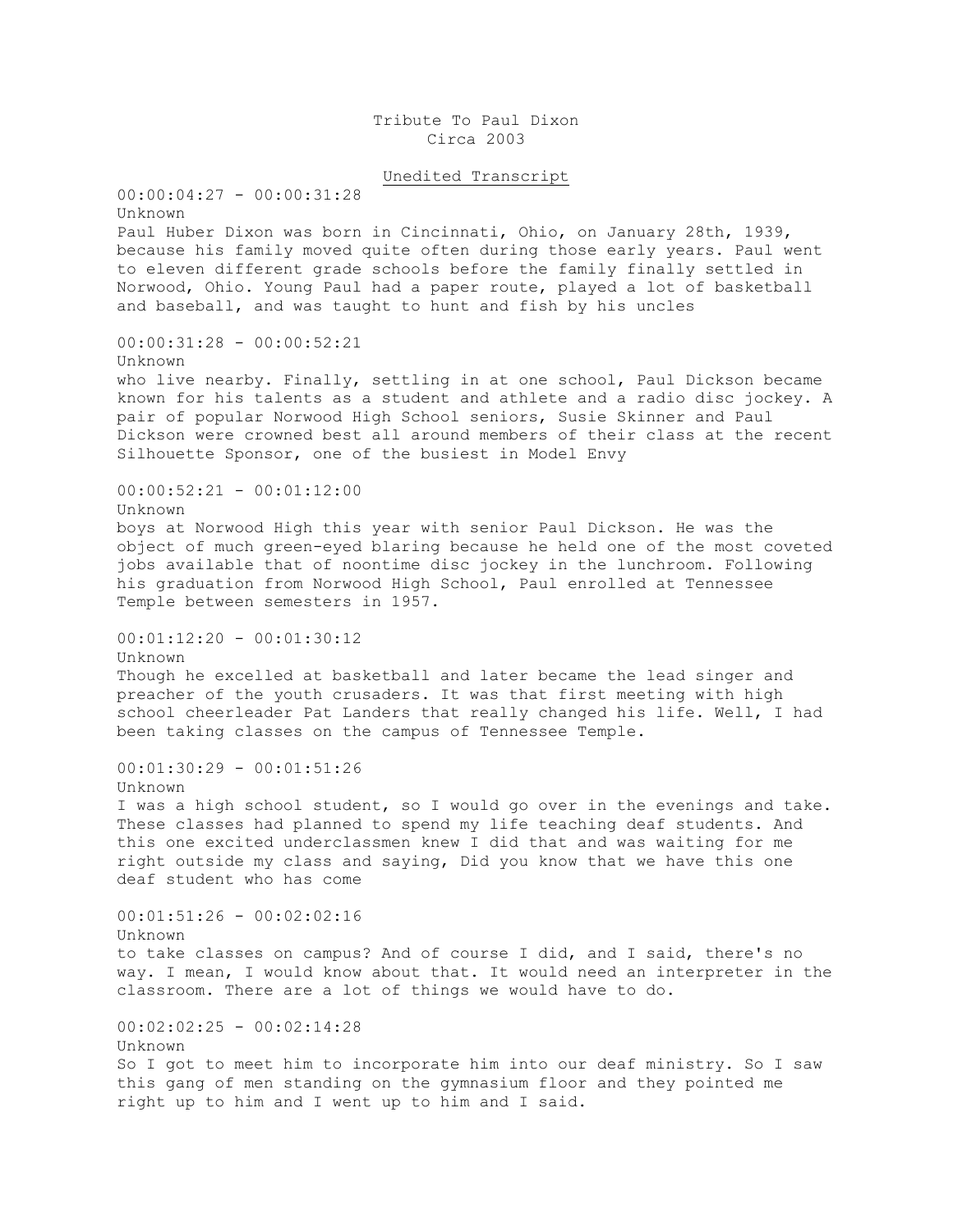Tribute To Paul Dixon
Circa 2003

Unedited Transcript

00:00:04:27 - 00:00:31:28
Unknown
Paul Huber Dixon was born in Cincinnati, Ohio, on January 28th, 1939, because his family moved quite often during those early years. Paul went to eleven different grade schools before the family finally settled in Norwood, Ohio. Young Paul had a paper route, played a lot of basketball and baseball, and was taught to hunt and fish by his uncles

00:00:31:28 - 00:00:52:21
Unknown
who live nearby. Finally, settling in at one school, Paul Dickson became known for his talents as a student and athlete and a radio disc jockey. A pair of popular Norwood High School seniors, Susie Skinner and Paul Dickson were crowned best all around members of their class at the recent Silhouette Sponsor, one of the busiest in Model Envy

00:00:52:21 - 00:01:12:00
Unknown
boys at Norwood High this year with senior Paul Dickson. He was the object of much green-eyed blaring because he held one of the most coveted jobs available that of noontime disc jockey in the lunchroom. Following his graduation from Norwood High School, Paul enrolled at Tennessee Temple between semesters in 1957.

00:01:12:20 - 00:01:30:12
Unknown
Though he excelled at basketball and later became the lead singer and preacher of the youth crusaders. It was that first meeting with high school cheerleader Pat Landers that really changed his life. Well, I had been taking classes on the campus of Tennessee Temple.

00:01:30:29 - 00:01:51:26
Unknown
I was a high school student, so I would go over in the evenings and take. These classes had planned to spend my life teaching deaf students. And this one excited underclassmen knew I did that and was waiting for me right outside my class and saying, Did you know that we have this one deaf student who has come

00:01:51:26 - 00:02:02:16
Unknown
to take classes on campus? And of course I did, and I said, there's no way. I mean, I would know about that. It would need an interpreter in the classroom. There are a lot of things we would have to do.

00:02:02:25 - 00:02:14:28
Unknown
So I got to meet him to incorporate him into our deaf ministry. So I saw this gang of men standing on the gymnasium floor and they pointed me right up to him and I went up to him and I said.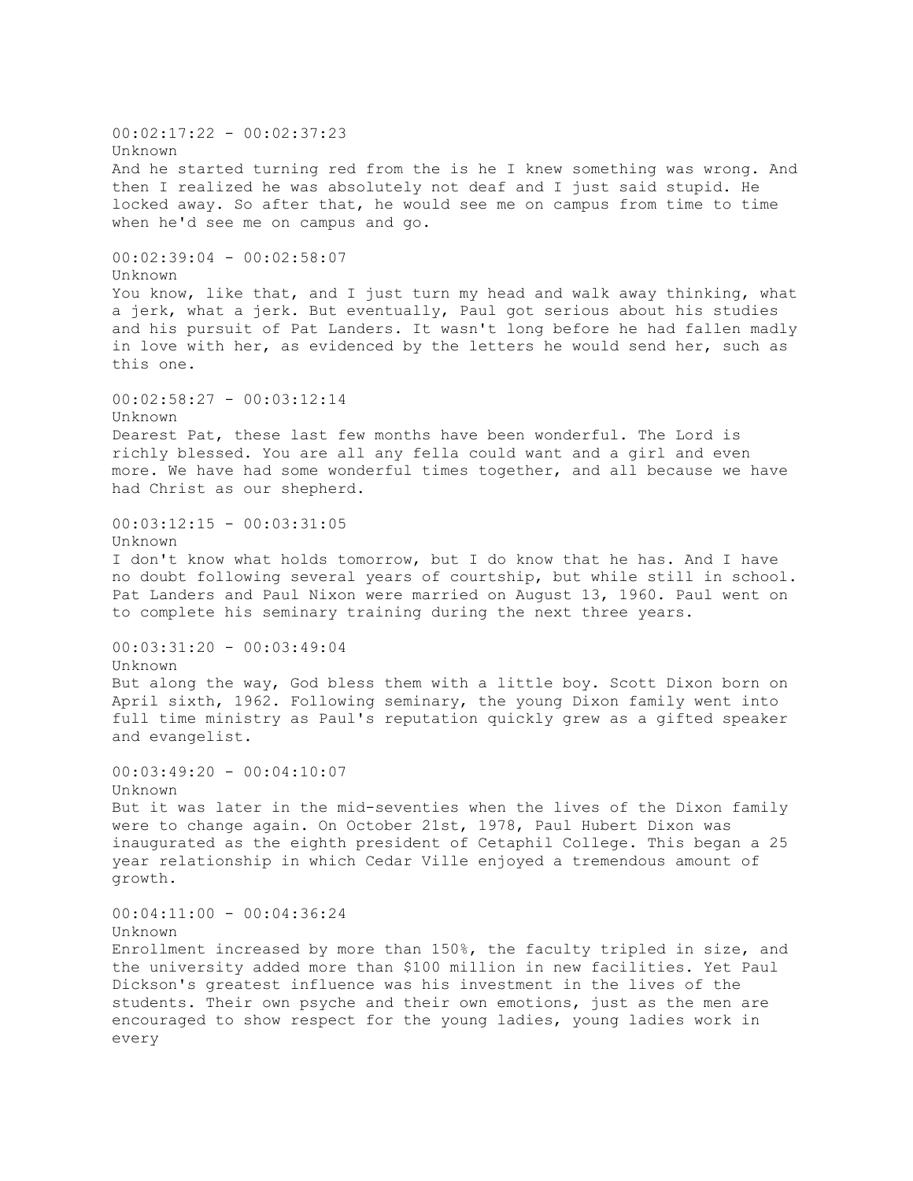00:02:17:22 - 00:02:37:23
Unknown
And he started turning red from the is he I knew something was wrong. And then I realized he was absolutely not deaf and I just said stupid. He locked away. So after that, he would see me on campus from time to time when he'd see me on campus and go.

00:02:39:04 - 00:02:58:07
Unknown
You know, like that, and I just turn my head and walk away thinking, what a jerk, what a jerk. But eventually, Paul got serious about his studies and his pursuit of Pat Landers. It wasn't long before he had fallen madly in love with her, as evidenced by the letters he would send her, such as this one.

00:02:58:27 - 00:03:12:14
Unknown
Dearest Pat, these last few months have been wonderful. The Lord is richly blessed. You are all any fella could want and a girl and even more. We have had some wonderful times together, and all because we have had Christ as our shepherd.

00:03:12:15 - 00:03:31:05
Unknown
I don't know what holds tomorrow, but I do know that he has. And I have no doubt following several years of courtship, but while still in school. Pat Landers and Paul Nixon were married on August 13, 1960. Paul went on to complete his seminary training during the next three years.

00:03:31:20 - 00:03:49:04
Unknown
But along the way, God bless them with a little boy. Scott Dixon born on April sixth, 1962. Following seminary, the young Dixon family went into full time ministry as Paul's reputation quickly grew as a gifted speaker and evangelist.

00:03:49:20 - 00:04:10:07
Unknown
But it was later in the mid-seventies when the lives of the Dixon family were to change again. On October 21st, 1978, Paul Hubert Dixon was inaugurated as the eighth president of Cetaphil College. This began a 25 year relationship in which Cedar Ville enjoyed a tremendous amount of growth.

00:04:11:00 - 00:04:36:24
Unknown
Enrollment increased by more than 150%, the faculty tripled in size, and the university added more than $100 million in new facilities. Yet Paul Dickson's greatest influence was his investment in the lives of the students. Their own psyche and their own emotions, just as the men are encouraged to show respect for the young ladies, young ladies work in every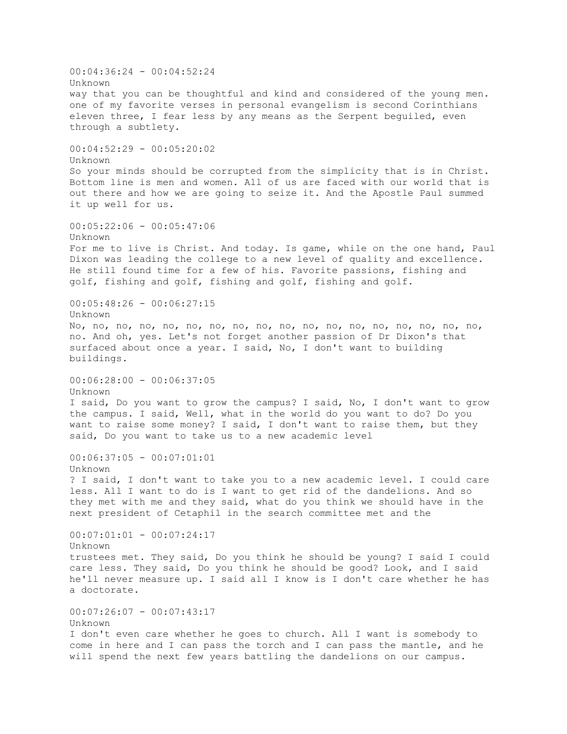00:04:36:24 - 00:04:52:24
Unknown
way that you can be thoughtful and kind and considered of the young men. one of my favorite verses in personal evangelism is second Corinthians eleven three, I fear less by any means as the Serpent beguiled, even through a subtlety.

00:04:52:29 - 00:05:20:02
Unknown
So your minds should be corrupted from the simplicity that is in Christ. Bottom line is men and women. All of us are faced with our world that is out there and how we are going to seize it. And the Apostle Paul summed it up well for us.

00:05:22:06 - 00:05:47:06
Unknown
For me to live is Christ. And today. Is game, while on the one hand, Paul Dixon was leading the college to a new level of quality and excellence. He still found time for a few of his. Favorite passions, fishing and golf, fishing and golf, fishing and golf, fishing and golf.

00:05:48:26 - 00:06:27:15
Unknown
No, no, no, no, no, no, no, no, no, no, no, no, no, no, no, no, no, no, no. And oh, yes. Let's not forget another passion of Dr Dixon's that surfaced about once a year. I said, No, I don't want to building buildings.

00:06:28:00 - 00:06:37:05
Unknown
I said, Do you want to grow the campus? I said, No, I don't want to grow the campus. I said, Well, what in the world do you want to do? Do you want to raise some money? I said, I don't want to raise them, but they said, Do you want to take us to a new academic level

00:06:37:05 - 00:07:01:01
Unknown
? I said, I don't want to take you to a new academic level. I could care less. All I want to do is I want to get rid of the dandelions. And so they met with me and they said, what do you think we should have in the next president of Cetaphil in the search committee met and the

00:07:01:01 - 00:07:24:17
Unknown
trustees met. They said, Do you think he should be young? I said I could care less. They said, Do you think he should be good? Look, and I said he'll never measure up. I said all I know is I don't care whether he has a doctorate.

00:07:26:07 - 00:07:43:17
Unknown
I don't even care whether he goes to church. All I want is somebody to come in here and I can pass the torch and I can pass the mantle, and he will spend the next few years battling the dandelions on our campus.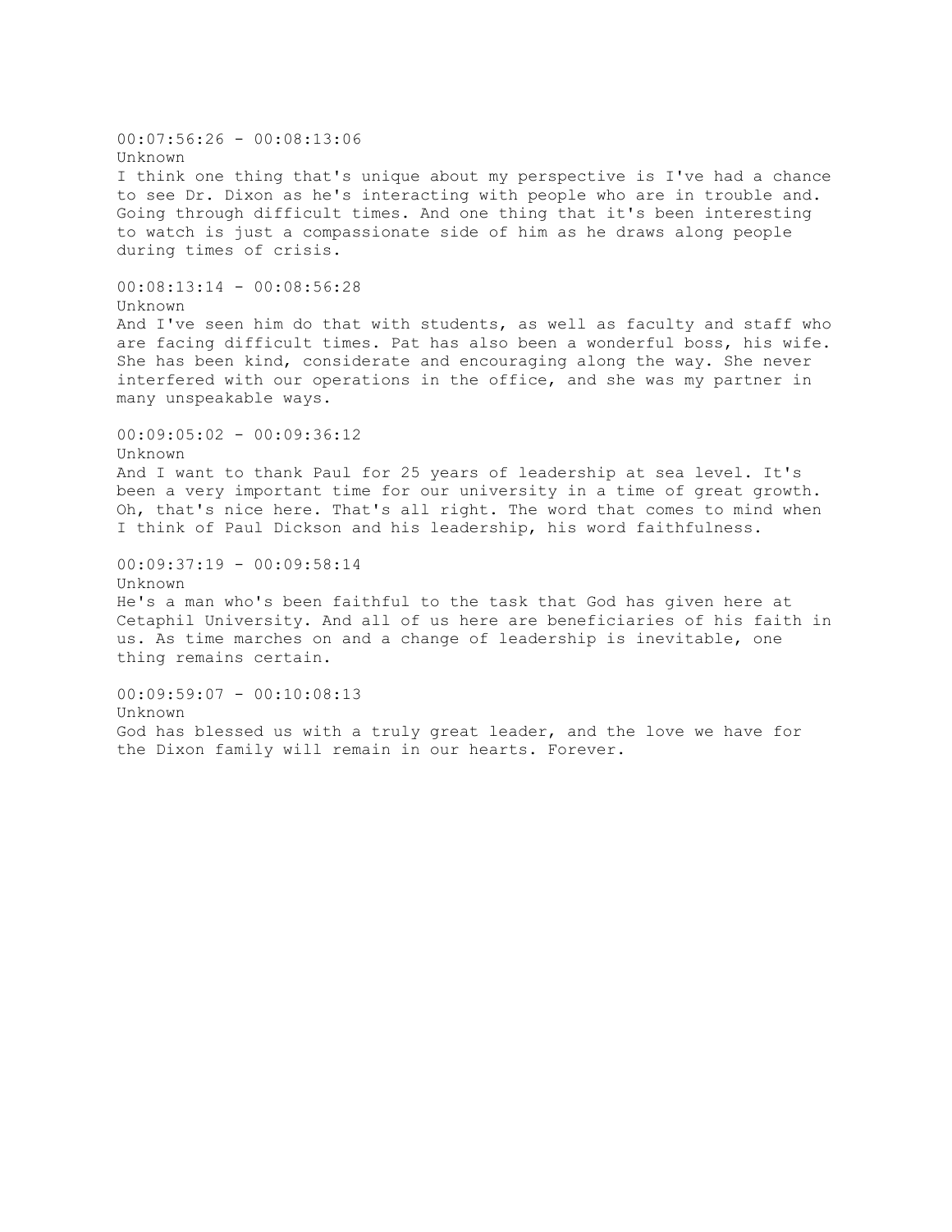00:07:56:26 - 00:08:13:06
Unknown
I think one thing that's unique about my perspective is I've had a chance to see Dr. Dixon as he's interacting with people who are in trouble and. Going through difficult times. And one thing that it's been interesting to watch is just a compassionate side of him as he draws along people during times of crisis.

00:08:13:14 - 00:08:56:28
Unknown
And I've seen him do that with students, as well as faculty and staff who are facing difficult times. Pat has also been a wonderful boss, his wife. She has been kind, considerate and encouraging along the way. She never interfered with our operations in the office, and she was my partner in many unspeakable ways.

00:09:05:02 - 00:09:36:12
Unknown
And I want to thank Paul for 25 years of leadership at sea level. It's been a very important time for our university in a time of great growth. Oh, that's nice here. That's all right. The word that comes to mind when I think of Paul Dickson and his leadership, his word faithfulness.

00:09:37:19 - 00:09:58:14
Unknown
He's a man who's been faithful to the task that God has given here at Cetaphil University. And all of us here are beneficiaries of his faith in us. As time marches on and a change of leadership is inevitable, one thing remains certain.

00:09:59:07 - 00:10:08:13
Unknown
God has blessed us with a truly great leader, and the love we have for the Dixon family will remain in our hearts. Forever.